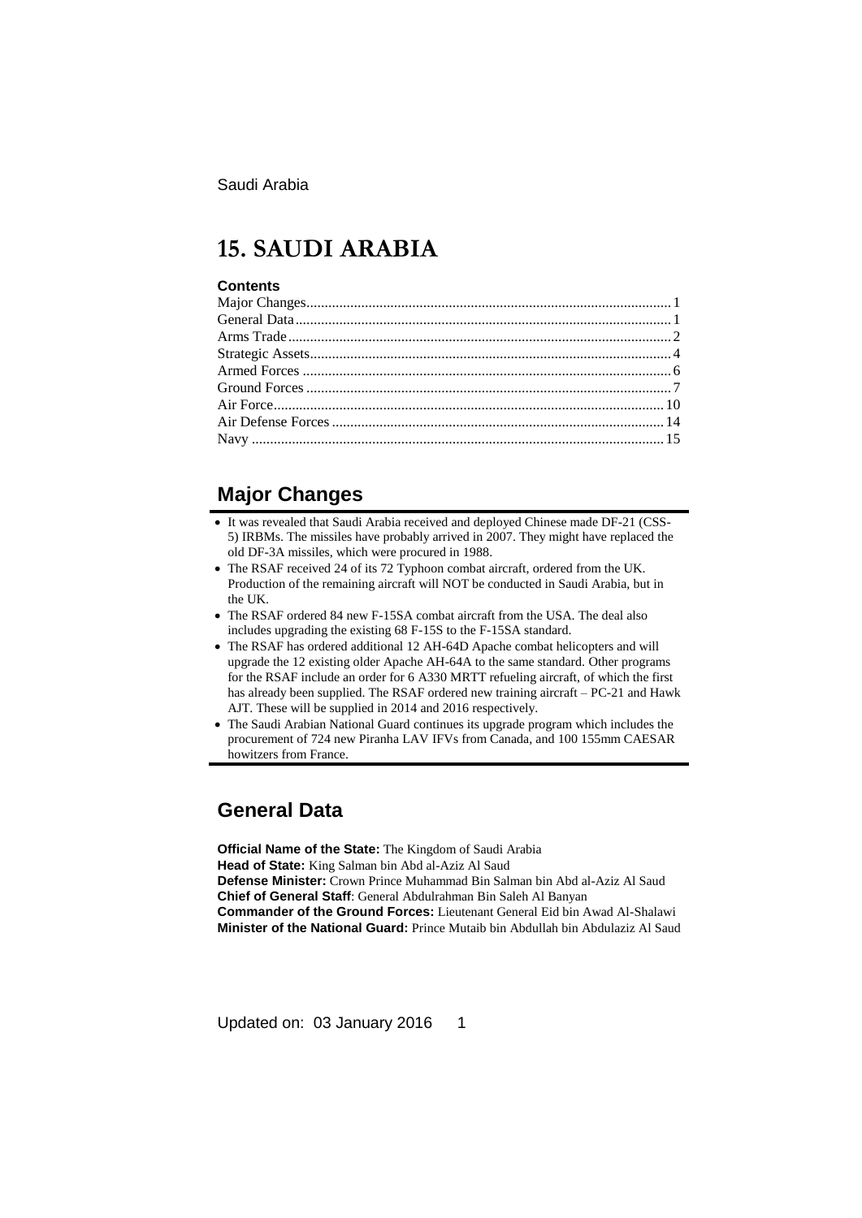# 15. SAUDI ARABIA

**Contents**

Major Changes 1
General Data 1
Arms Trade 2
Strategic Assets 4
Armed Forces 6
Ground Forces 7
Air Force 10
Air Defense Forces 14
Navy 15

## Major Changes

- It was revealed that Saudi Arabia received and deployed Chinese made DF-21 (CSS-5) IRBMs. The missiles have probably arrived in 2007. They might have replaced the old DF-3A missiles, which were procured in 1988.
- The RSAF received 24 of its 72 Typhoon combat aircraft, ordered from the UK. Production of the remaining aircraft will NOT be conducted in Saudi Arabia, but in the UK.
- The RSAF ordered 84 new F-15SA combat aircraft from the USA. The deal also includes upgrading the existing 68 F-15S to the F-15SA standard.
- The RSAF has ordered additional 12 AH-64D Apache combat helicopters and will upgrade the 12 existing older Apache AH-64A to the same standard. Other programs for the RSAF include an order for 6 A330 MRTT refueling aircraft, of which the first has already been supplied. The RSAF ordered new training aircraft – PC-21 and Hawk AJT. These will be supplied in 2014 and 2016 respectively.
- The Saudi Arabian National Guard continues its upgrade program which includes the procurement of 724 new Piranha LAV IFVs from Canada, and 100 155mm CAESAR howitzers from France.

## General Data

**Official Name of the State:** The Kingdom of Saudi Arabia
**Head of State:** King Salman bin Abd al-Aziz Al Saud
**Defense Minister:** Crown Prince Muhammad Bin Salman bin Abd al-Aziz Al Saud
**Chief of General Staff**: General Abdulrahman Bin Saleh Al Banyan
**Commander of the Ground Forces:** Lieutenant General Eid bin Awad Al-Shalawi
**Minister of the National Guard:** Prince Mutaib bin Abdullah bin Abdulaziz Al Saud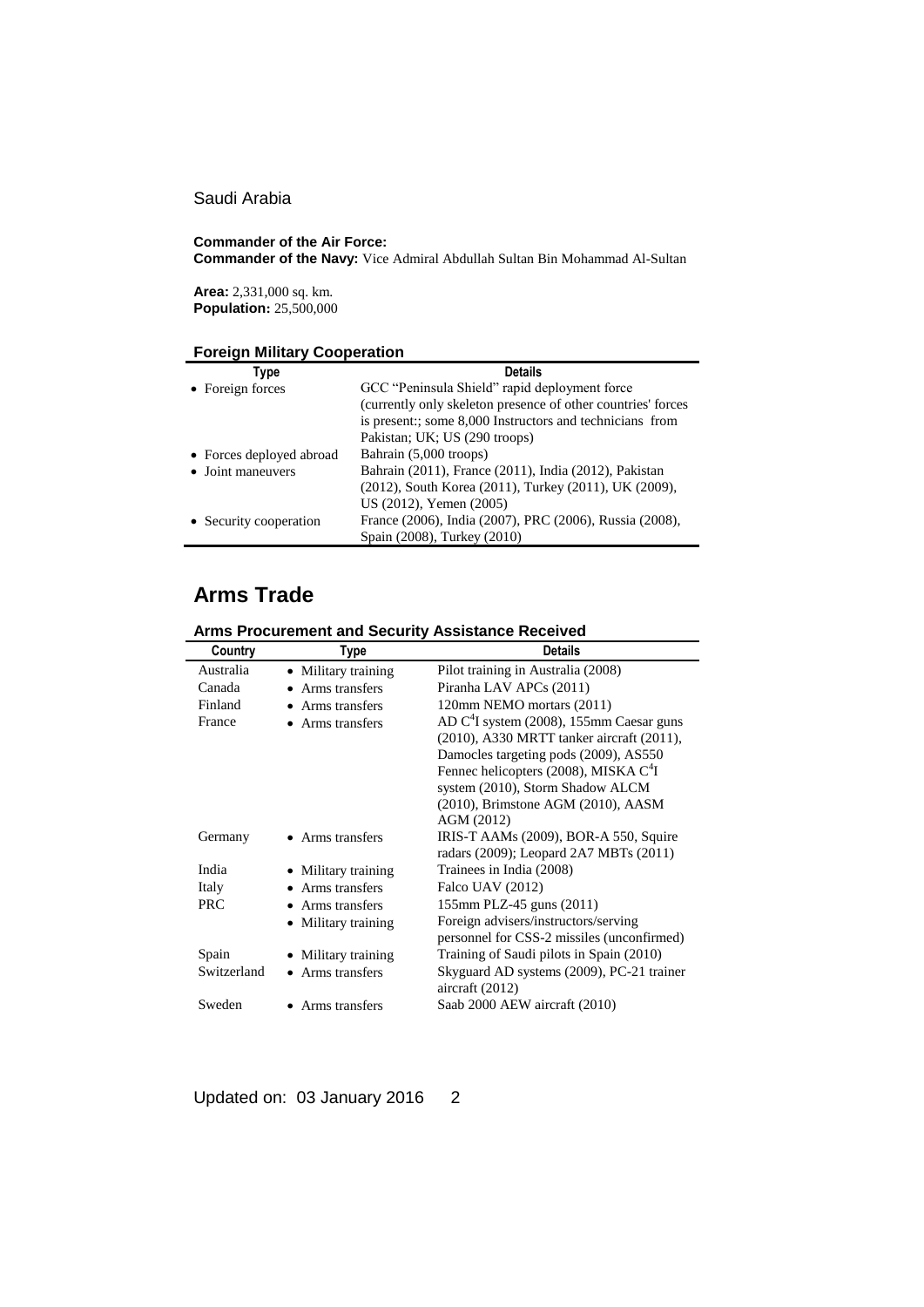Saudi Arabia

**Commander of the Air Force:**
**Commander of the Navy:** Vice Admiral Abdullah Sultan Bin Mohammad Al-Sultan

**Area:** 2,331,000 sq. km.
**Population:** 25,500,000

### Foreign Military Cooperation

| Type | Details |
|---|---|
| • Foreign forces | GCC "Peninsula Shield" rapid deployment force (currently only skeleton presence of other countries' forces is present:; some 8,000 Instructors and technicians from Pakistan; UK; US (290 troops) |
| • Forces deployed abroad | Bahrain (5,000 troops) |
| • Joint maneuvers | Bahrain (2011), France (2011), India (2012), Pakistan (2012), South Korea (2011), Turkey (2011), UK (2009), US (2012), Yemen (2005) |
| • Security cooperation | France (2006), India (2007), PRC (2006), Russia (2008), Spain (2008), Turkey (2010) |

## Arms Trade

### Arms Procurement and Security Assistance Received

| Country | Type | Details |
|---|---|---|
| Australia | • Military training | Pilot training in Australia (2008) |
| Canada | • Arms transfers | Piranha LAV APCs (2011) |
| Finland | • Arms transfers | 120mm NEMO mortars (2011) |
| France | • Arms transfers | AD $C^4I$ system (2008), 155mm Caesar guns (2010), A330 MRTT tanker aircraft (2011), Damocles targeting pods (2009), AS550 Fennec helicopters (2008), MISKA $C^4I$ system (2010), Storm Shadow ALCM (2010), Brimstone AGM (2010), AASM AGM (2012) |
| Germany | • Arms transfers | IRIS-T AAMs (2009), BOR-A 550, Squire radars (2009); Leopard 2A7 MBTs (2011) |
| India | • Military training | Trainees in India (2008) |
| Italy | • Arms transfers | Falco UAV (2012) |
| PRC | • Arms transfers | 155mm PLZ-45 guns (2011) |
| | • Military training | Foreign advisers/instructors/serving personnel for CSS-2 missiles (unconfirmed) |
| Spain | • Military training | Training of Saudi pilots in Spain (2010) |
| Switzerland | • Arms transfers | Skyguard AD systems (2009), PC-21 trainer aircraft (2012) |
| Sweden | • Arms transfers | Saab 2000 AEW aircraft (2010) |

Updated on: 03 January 2016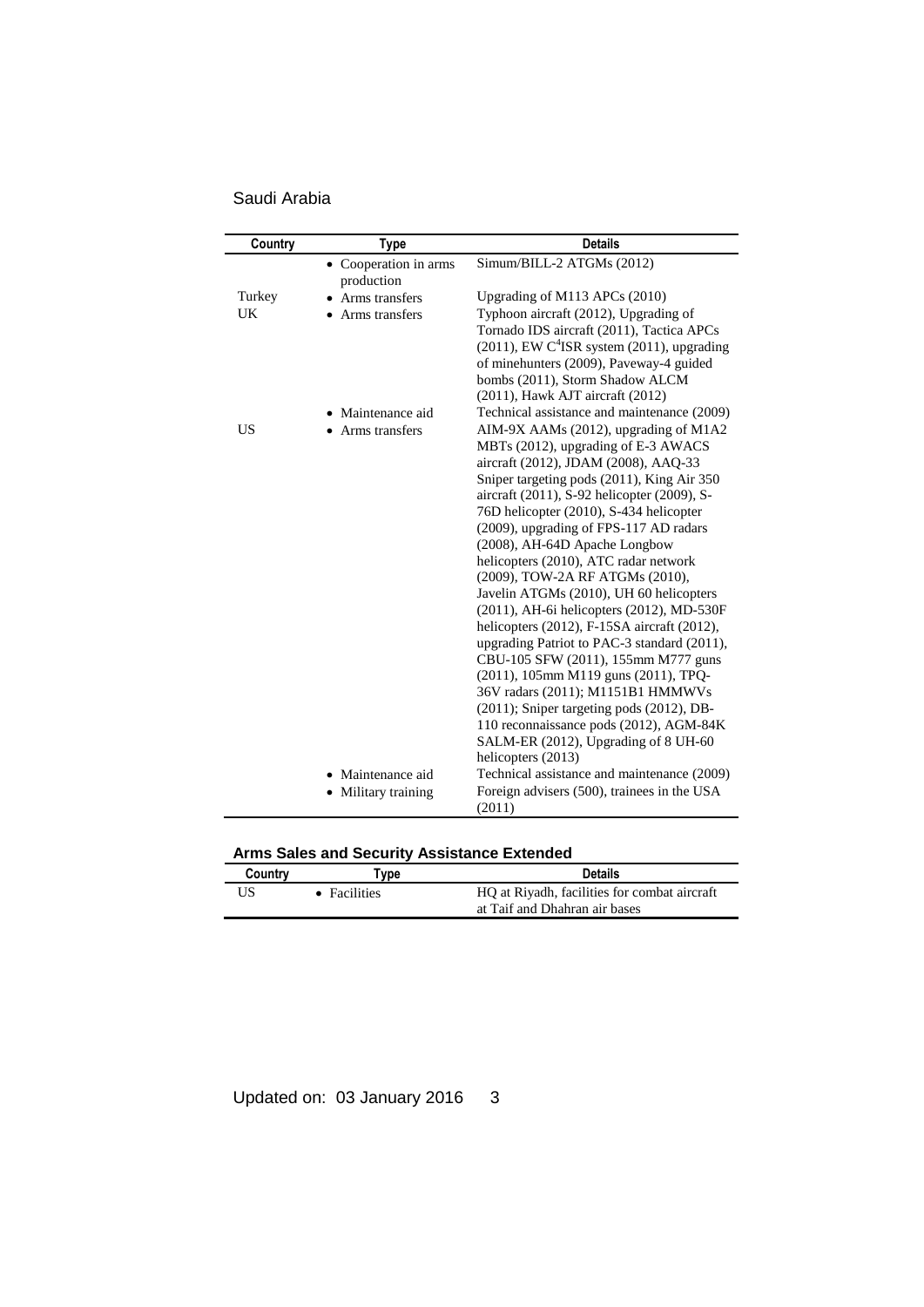| Country | Type | Details |
|---|---|---|
| | • Cooperation in arms production | Simum/BILL-2 ATGMs (2012) |
| Turkey | • Arms transfers | Upgrading of M113 APCs (2010) |
| UK | • Arms transfers | Typhoon aircraft (2012), Upgrading of Tornado IDS aircraft (2011), Tactica APCs (2011), EW $C^4$ISR system (2011), upgrading of minehunters (2009), Paveway-4 guided bombs (2011), Storm Shadow ALCM (2011), Hawk AJT aircraft (2012) |
| | • Maintenance aid | Technical assistance and maintenance (2009) |
| US | • Arms transfers | AIM-9X AAMs (2012), upgrading of M1A2 MBTs (2012), upgrading of E-3 AWACS aircraft (2012), JDAM (2008), AAQ-33 Sniper targeting pods (2011), King Air 350 aircraft (2011), S-92 helicopter (2009), S-76D helicopter (2010), S-434 helicopter (2009), upgrading of FPS-117 AD radars (2008), AH-64D Apache Longbow helicopters (2010), ATC radar network (2009), TOW-2A RF ATGMs (2010), Javelin ATGMs (2010), UH 60 helicopters (2011), AH-6i helicopters (2012), MD-530F helicopters (2012), F-15SA aircraft (2012), upgrading Patriot to PAC-3 standard (2011), CBU-105 SFW (2011), 155mm M777 guns (2011), 105mm M119 guns (2011), TPQ-36V radars (2011); M1151B1 HMMWVs (2011); Sniper targeting pods (2012), DB-110 reconnaissance pods (2012), AGM-84K SALM-ER (2012), Upgrading of 8 UH-60 helicopters (2013) |
| | • Maintenance aid | Technical assistance and maintenance (2009) |
| | • Military training | Foreign advisers (500), trainees in the USA (2011) |

**Arms Sales and Security Assistance Extended**

| Country | Type | Details |
|---|---|---|
| US | • Facilities | HQ at Riyadh, facilities for combat aircraft at Taif and Dhahran air bases |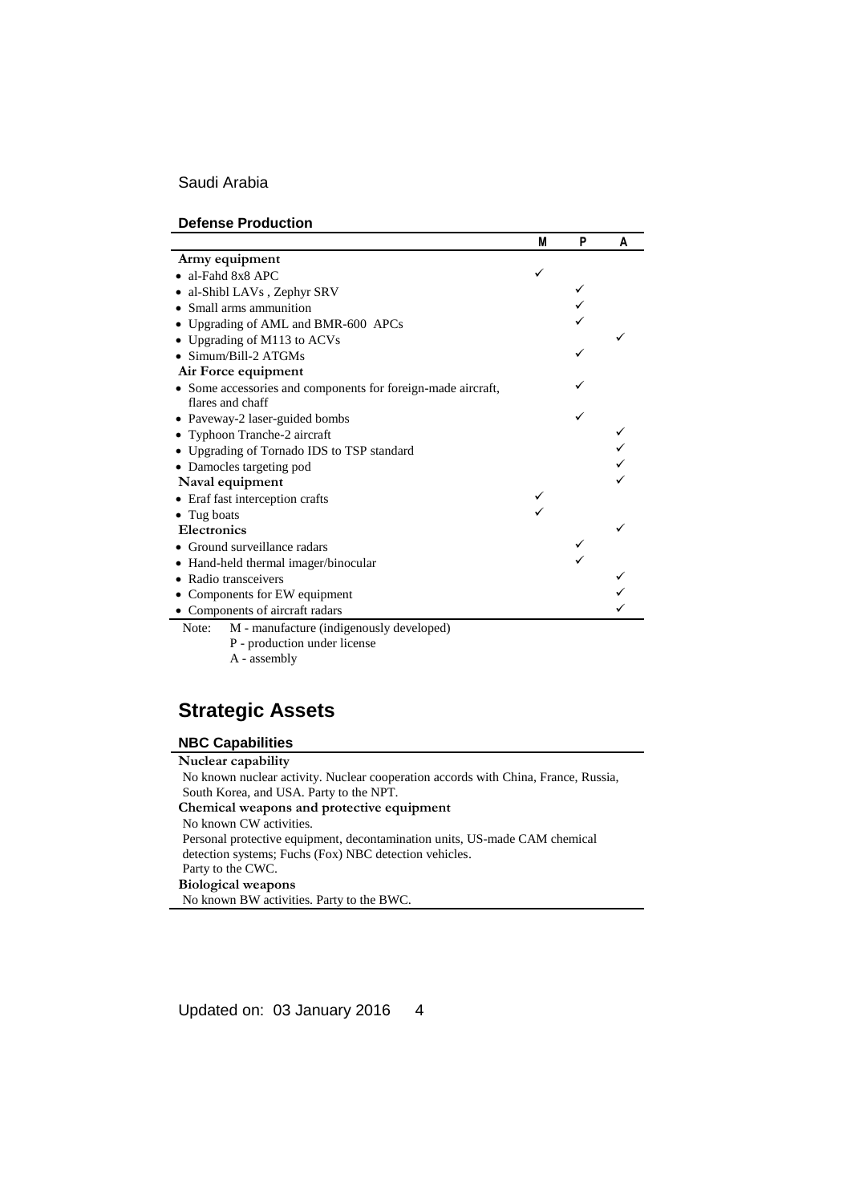Saudi Arabia

### Defense Production

| | M | P | A |
|---|---|---|---|
| **Army equipment** | | | |
| • al-Fahd 8x8 APC | ✓ | | |
| • al-Shibl LAVs , Zephyr SRV | | ✓ | |
| • Small arms ammunition | | ✓ | |
| • Upgrading of AML and BMR-600 APCs | | ✓ | |
| • Upgrading of M113 to ACVs | | | ✓ |
| • Simum/Bill-2 ATGMs | | ✓ | |
| **Air Force equipment** | | | |
| • Some accessories and components for foreign-made aircraft, flares and chaff | | ✓ | |
| • Paveway-2 laser-guided bombs | | ✓ | |
| • Typhoon Tranche-2 aircraft | | | ✓ |
| • Upgrading of Tornado IDS to TSP standard | | | ✓ |
| • Damocles targeting pod | | | ✓ |
| **Naval equipment** | | | ✓ |
| • Eraf fast interception crafts | ✓ | | |
| • Tug boats | ✓ | | |
| **Electronics** | | | ✓ |
| • Ground surveillance radars | | ✓ | |
| • Hand-held thermal imager/binocular | | ✓ | |
| • Radio transceivers | | | ✓ |
| • Components for EW equipment | | | ✓ |
| • Components of aircraft radars | | | ✓ |

Note: M - manufacture (indigenously developed)
P - production under license
A - assembly

## Strategic Assets

### NBC Capabilities

**Nuclear capability**

No known nuclear activity. Nuclear cooperation accords with China, France, Russia, South Korea, and USA. Party to the NPT.

**Chemical weapons and protective equipment**

No known CW activities.

Personal protective equipment, decontamination units, US-made CAM chemical detection systems; Fuchs (Fox) NBC detection vehicles.

Party to the CWC.

**Biological weapons**

No known BW activities. Party to the BWC.

Updated on: 03 January 2016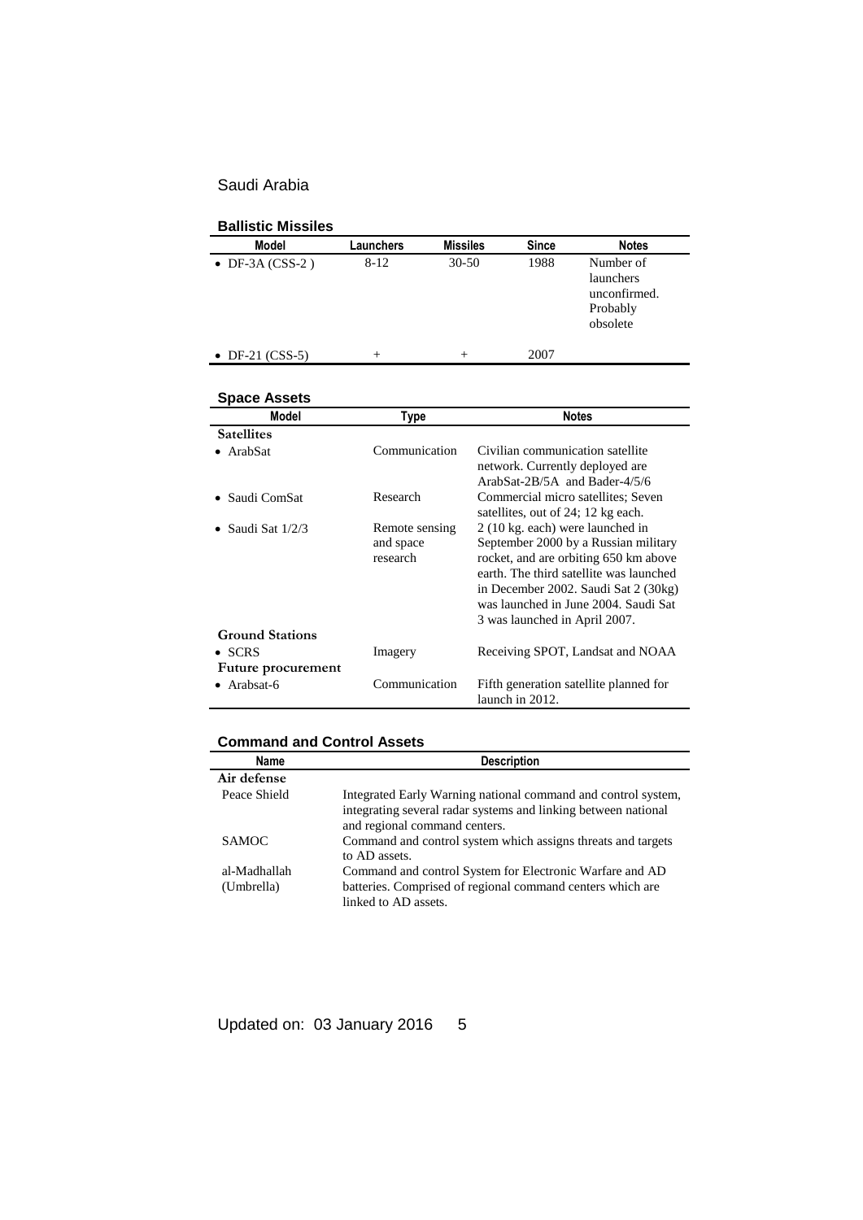# Saudi Arabia

## Ballistic Missiles

| Model | Launchers | Missiles | Since | Notes |
|---|---|---|---|---|
| • DF-3A (CSS-2 ) | 8-12 | 30-50 | 1988 | Number of launchers unconfirmed. Probably obsolete |
| • DF-21 (CSS-5) | + | + | 2007 | |

## Space Assets

| Model | Type | Notes |
|---|---|---|
| **Satellites** | | |
| • ArabSat | Communication | Civilian communication satellite network. Currently deployed are ArabSat-2B/5A and Bader-4/5/6 |
| • Saudi ComSat | Research | Commercial micro satellites; Seven satellites, out of 24; 12 kg each. |
| • Saudi Sat 1/2/3 | Remote sensing and space research | 2 (10 kg. each) were launched in September 2000 by a Russian military rocket, and are orbiting 650 km above earth. The third satellite was launched in December 2002. Saudi Sat 2 (30kg) was launched in June 2004. Saudi Sat 3 was launched in April 2007. |
| **Ground Stations** | | |
| • SCRS | Imagery | Receiving SPOT, Landsat and NOAA |
| **Future procurement** | | |
| • Arabsat-6 | Communication | Fifth generation satellite planned for launch in 2012. |

## Command and Control Assets

| Name | Description |
|---|---|
| **Air defense** | |
| Peace Shield | Integrated Early Warning national command and control system, integrating several radar systems and linking between national and regional command centers. |
| SAMOC | Command and control system which assigns threats and targets to AD assets. |
| al-Madhallah (Umbrella) | Command and control System for Electronic Warfare and AD batteries. Comprised of regional command centers which are linked to AD assets. |

Updated on: 03 January 2016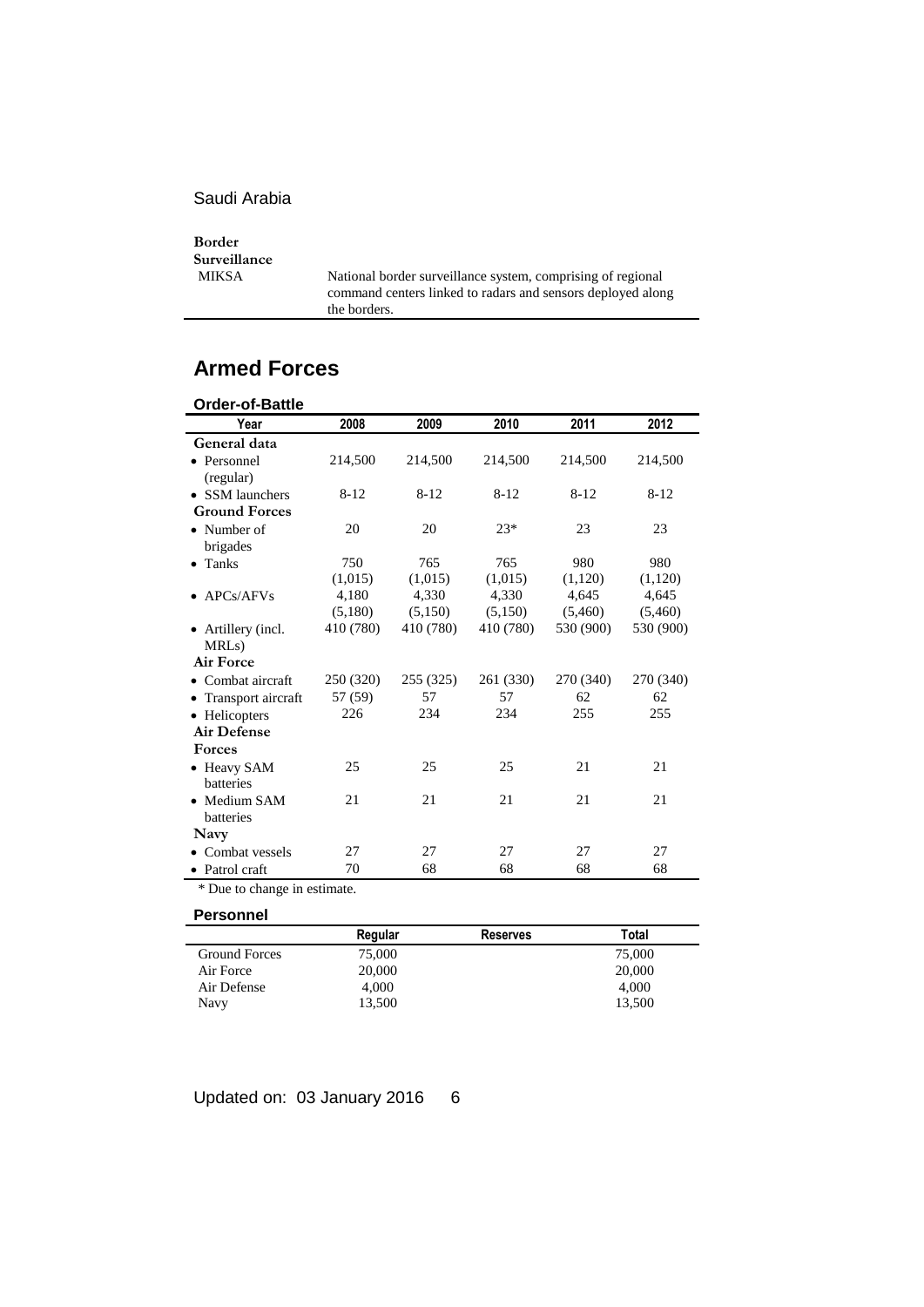Saudi Arabia

| **Border Surveillance** | |
|---|---|
| MIKSA | National border surveillance system, comprising of regional command centers linked to radars and sensors deployed along the borders. |

## Armed Forces

### Order-of-Battle

| Year | 2008 | 2009 | 2010 | 2011 | 2012 |
|---|---|---|---|---|---|
| **General data** | | | | | |
| • Personnel (regular) | 214,500 | 214,500 | 214,500 | 214,500 | 214,500 |
| • SSM launchers | 8-12 | 8-12 | 8-12 | 8-12 | 8-12 |
| **Ground Forces** | | | | | |
| • Number of brigades | 20 | 20 | 23* | 23 | 23 |
| • Tanks | 750 (1,015) | 765 (1,015) | 765 (1,015) | 980 (1,120) | 980 (1,120) |
| • APCs/AFVs | 4,180 (5,180) | 4,330 (5,150) | 4,330 (5,150) | 4,645 (5,460) | 4,645 (5,460) |
| • Artillery (incl. MRLs) | 410 (780) | 410 (780) | 410 (780) | 530 (900) | 530 (900) |
| **Air Force** | | | | | |
| • Combat aircraft | 250 (320) | 255 (325) | 261 (330) | 270 (340) | 270 (340) |
| • Transport aircraft | 57 (59) | 57 | 57 | 62 | 62 |
| • Helicopters | 226 | 234 | 234 | 255 | 255 |
| **Air Defense Forces** | | | | | |
| • Heavy SAM batteries | 25 | 25 | 25 | 21 | 21 |
| • Medium SAM batteries | 21 | 21 | 21 | 21 | 21 |
| **Navy** | | | | | |
| • Combat vessels | 27 | 27 | 27 | 27 | 27 |
| • Patrol craft | 70 | 68 | 68 | 68 | 68 |

* Due to change in estimate.

### Personnel

| | Regular | Reserves | Total |
|---|---|---|---|
| Ground Forces | 75,000 | | 75,000 |
| Air Force | 20,000 | | 20,000 |
| Air Defense | 4,000 | | 4,000 |
| Navy | 13,500 | | 13,500 |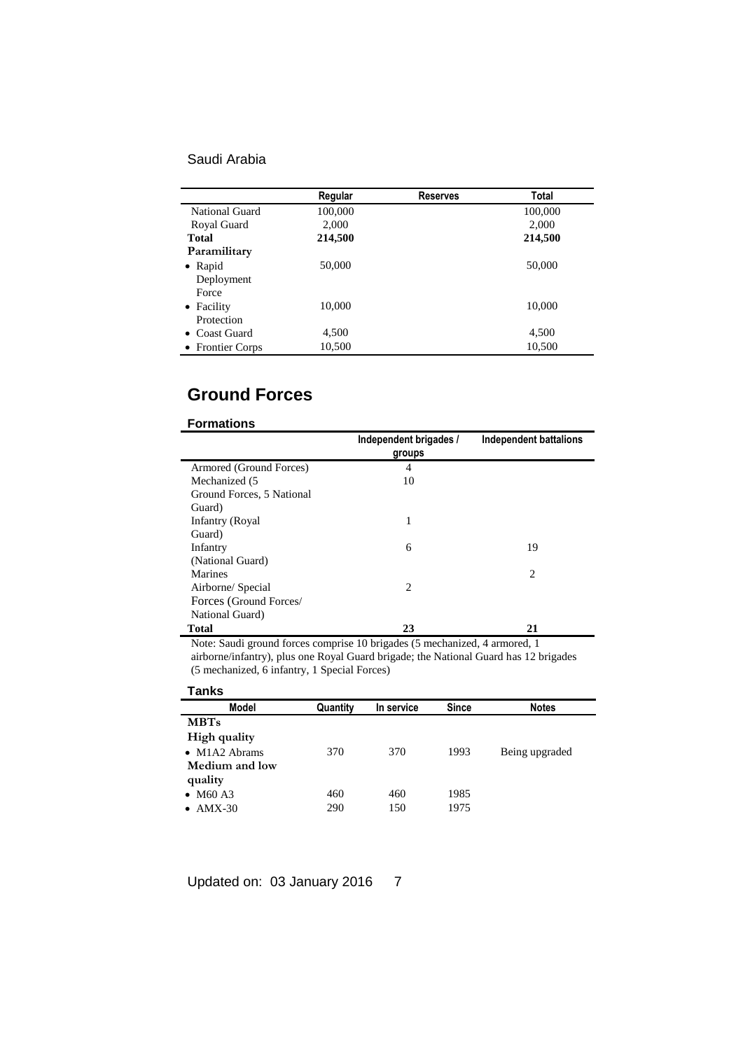Saudi Arabia

| | Regular | Reserves | Total |
|---|---|---|---|
| National Guard | 100,000 | | 100,000 |
| Royal Guard | 2,000 | | 2,000 |
| **Total** | **214,500** | | **214,500** |
| **Paramilitary** | | | |
| • Rapid Deployment Force | 50,000 | | 50,000 |
| • Facility Protection | 10,000 | | 10,000 |
| • Coast Guard | 4,500 | | 4,500 |
| • Frontier Corps | 10,500 | | 10,500 |

## Ground Forces

### Formations

| | Independent brigades / groups | Independent battalions |
|---|---|---|
| Armored (Ground Forces) | 4 | |
| Mechanized (5 Ground Forces, 5 National Guard) | 10 | |
| Infantry (Royal Guard) | 1 | |
| Infantry (National Guard) | 6 | 19 |
| Marines | | 2 |
| Airborne/ Special Forces (Ground Forces/ National Guard) | 2 | |
| **Total** | **23** | **21** |

Note: Saudi ground forces comprise 10 brigades (5 mechanized, 4 armored, 1 airborne/infantry), plus one Royal Guard brigade; the National Guard has 12 brigades (5 mechanized, 6 infantry, 1 Special Forces)

### Tanks

| Model | Quantity | In service | Since | Notes |
|---|---|---|---|---|
| **MBTs** | | | | |
| **High quality** | | | | |
| • M1A2 Abrams | 370 | 370 | 1993 | Being upgraded |
| **Medium and low quality** | | | | |
| • M60 A3 | 460 | 460 | 1985 | |
| • AMX-30 | 290 | 150 | 1975 | |

Updated on: 03 January 2016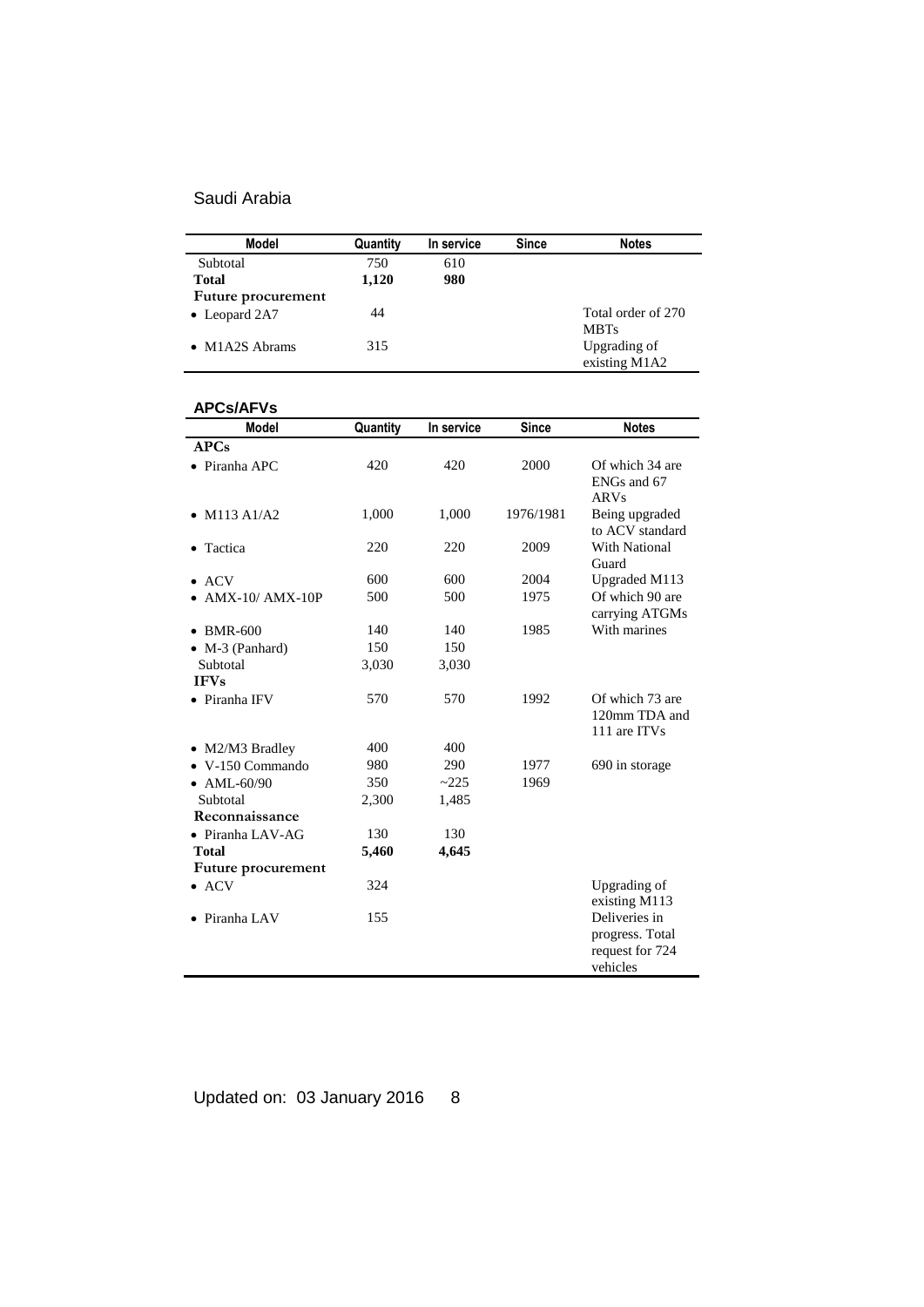Saudi Arabia

| Model | Quantity | In service | Since | Notes |
|---|---|---|---|---|
| Subtotal | 750 | 610 | | |
| **Total** | **1,120** | **980** | | |
| **Future procurement** | | | | |
| • Leopard 2A7 | 44 | | | Total order of 270 MBTs |
| • M1A2S Abrams | 315 | | | Upgrading of existing M1A2 |

## APCs/AFVs

| Model | Quantity | In service | Since | Notes |
|---|---|---|---|---|
| **APCs** | | | | |
| • Piranha APC | 420 | 420 | 2000 | Of which 34 are ENGs and 67 ARVs |
| • M113 A1/A2 | 1,000 | 1,000 | 1976/1981 | Being upgraded to ACV standard |
| • Tactica | 220 | 220 | 2009 | With National Guard |
| • ACV | 600 | 600 | 2004 | Upgraded M113 |
| • AMX-10/ AMX-10P | 500 | 500 | 1975 | Of which 90 are carrying ATGMs |
| • BMR-600 | 140 | 140 | 1985 | With marines |
| • M-3 (Panhard) | 150 | 150 | | |
| Subtotal | 3,030 | 3,030 | | |
| **IFVs** | | | | |
| • Piranha IFV | 570 | 570 | 1992 | Of which 73 are 120mm TDA and 111 are ITVs |
| • M2/M3 Bradley | 400 | 400 | | |
| • V-150 Commando | 980 | 290 | 1977 | 690 in storage |
| • AML-60/90 | 350 | ~225 | 1969 | |
| Subtotal | 2,300 | 1,485 | | |
| **Reconnaissance** | | | | |
| • Piranha LAV-AG | 130 | 130 | | |
| **Total** | **5,460** | **4,645** | | |
| **Future procurement** | | | | |
| • ACV | 324 | | | Upgrading of existing M113 |
| • Piranha LAV | 155 | | | Deliveries in progress. Total request for 724 vehicles |

Updated on: 03 January 2016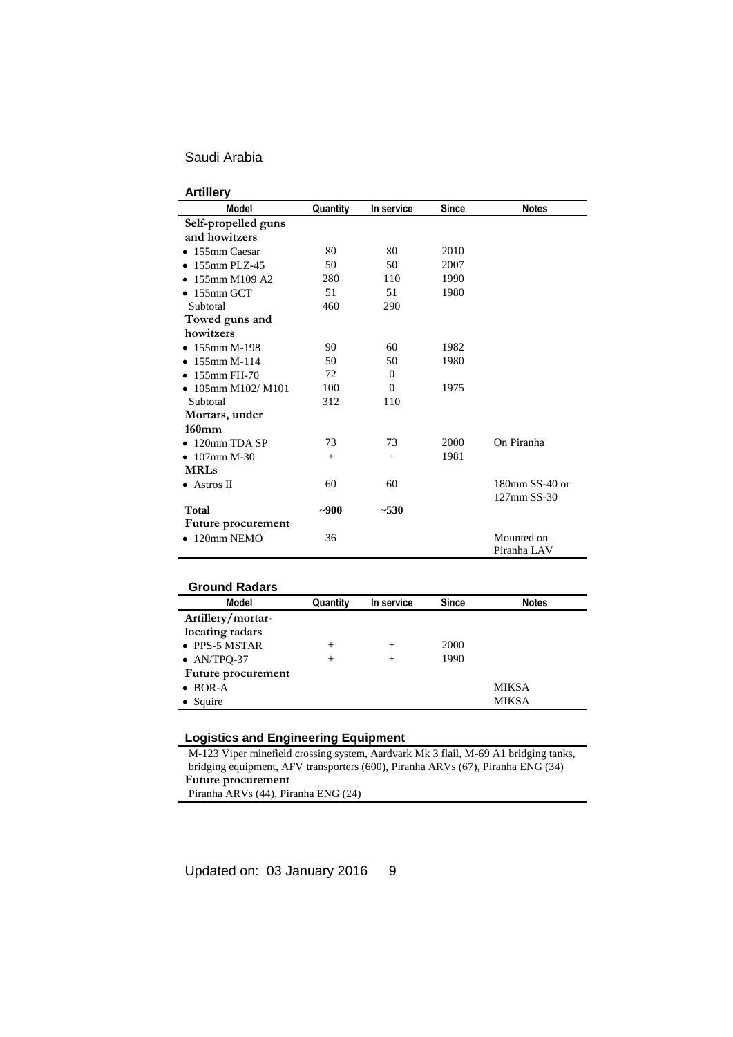Saudi Arabia

## Artillery

| Model | Quantity | In service | Since | Notes |
|---|---|---|---|---|
| **Self-propelled guns and howitzers** | | | | |
| • 155mm Caesar | 80 | 80 | 2010 | |
| • 155mm PLZ-45 | 50 | 50 | 2007 | |
| • 155mm M109 A2 | 280 | 110 | 1990 | |
| • 155mm GCT | 51 | 51 | 1980 | |
| Subtotal | 460 | 290 | | |
| **Towed guns and howitzers** | | | | |
| • 155mm M-198 | 90 | 60 | 1982 | |
| • 155mm M-114 | 50 | 50 | 1980 | |
| • 155mm FH-70 | 72 | 0 | | |
| • 105mm M102/ M101 | 100 | 0 | 1975 | |
| Subtotal | 312 | 110 | | |
| **Mortars, under 160mm** | | | | |
| • 120mm TDA SP | 73 | 73 | 2000 | On Piranha |
| • 107mm M-30 | + | + | 1981 | |
| **MRLs** | | | | |
| • Astros II | 60 | 60 | | 180mm SS-40 or 127mm SS-30 |
| **Total** | **~900** | **~530** | | |
| **Future procurement** | | | | |
| • 120mm NEMO | 36 | | | Mounted on Piranha LAV |

## Ground Radars

| Model | Quantity | In service | Since | Notes |
|---|---|---|---|---|
| **Artillery/mortar-locating radars** | | | | |
| • PPS-5 MSTAR | + | + | 2000 | |
| • AN/TPQ-37 | + | + | 1990 | |
| **Future procurement** | | | | |
| • BOR-A | | | | MIKSA |
| • Squire | | | | MIKSA |

## Logistics and Engineering Equipment

M-123 Viper minefield crossing system, Aardvark Mk 3 flail, M-69 A1 bridging tanks, bridging equipment, AFV transporters (600), Piranha ARVs (67), Piranha ENG (34)

**Future procurement**

Piranha ARVs (44), Piranha ENG (24)

Updated on: 03 January 2016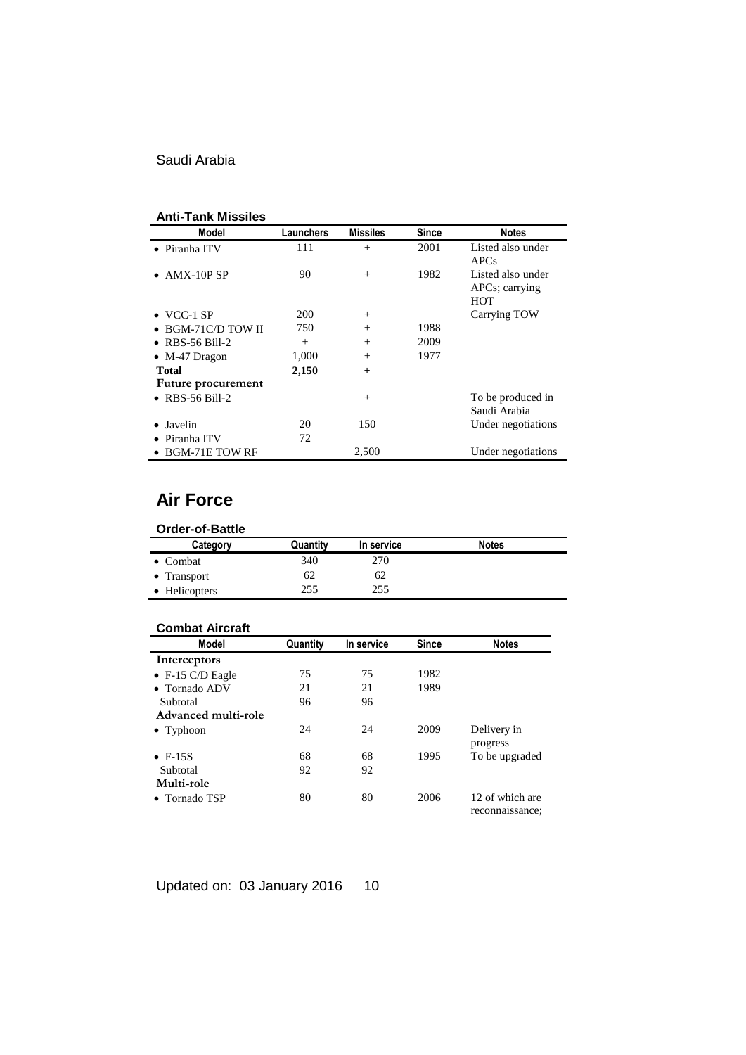Saudi Arabia

**Anti-Tank Missiles**

| Model | Launchers | Missiles | Since | Notes |
|---|---|---|---|---|
| • Piranha ITV | 111 | + | 2001 | Listed also under APCs |
| • AMX-10P SP | 90 | + | 1982 | Listed also under APCs; carrying HOT |
| • VCC-1 SP | 200 | + | | Carrying TOW |
| • BGM-71C/D TOW II | 750 | + | 1988 | |
| • RBS-56 Bill-2 | + | + | 2009 | |
| • M-47 Dragon | 1,000 | + | 1977 | |
| **Total** | **2,150** | **+** | | |
| **Future procurement** | | | | |
| • RBS-56 Bill-2 | | + | | To be produced in Saudi Arabia |
| • Javelin | 20 | 150 | | Under negotiations |
| • Piranha ITV | 72 | | | |
| • BGM-71E TOW RF | | 2,500 | | Under negotiations |

## Air Force

**Order-of-Battle**

| Category | Quantity | In service | Notes |
|---|---|---|---|
| • Combat | 340 | 270 | |
| • Transport | 62 | 62 | |
| • Helicopters | 255 | 255 | |

**Combat Aircraft**

| Model | Quantity | In service | Since | Notes |
|---|---|---|---|---|
| **Interceptors** | | | | |
| • F-15 C/D Eagle | 75 | 75 | 1982 | |
| • Tornado ADV | 21 | 21 | 1989 | |
| Subtotal | 96 | 96 | | |
| **Advanced multi-role** | | | | |
| • Typhoon | 24 | 24 | 2009 | Delivery in progress |
| • F-15S | 68 | 68 | 1995 | To be upgraded |
| Subtotal | 92 | 92 | | |
| **Multi-role** | | | | |
| • Tornado TSP | 80 | 80 | 2006 | 12 of which are reconnaissance; |

Updated on: 03 January 2016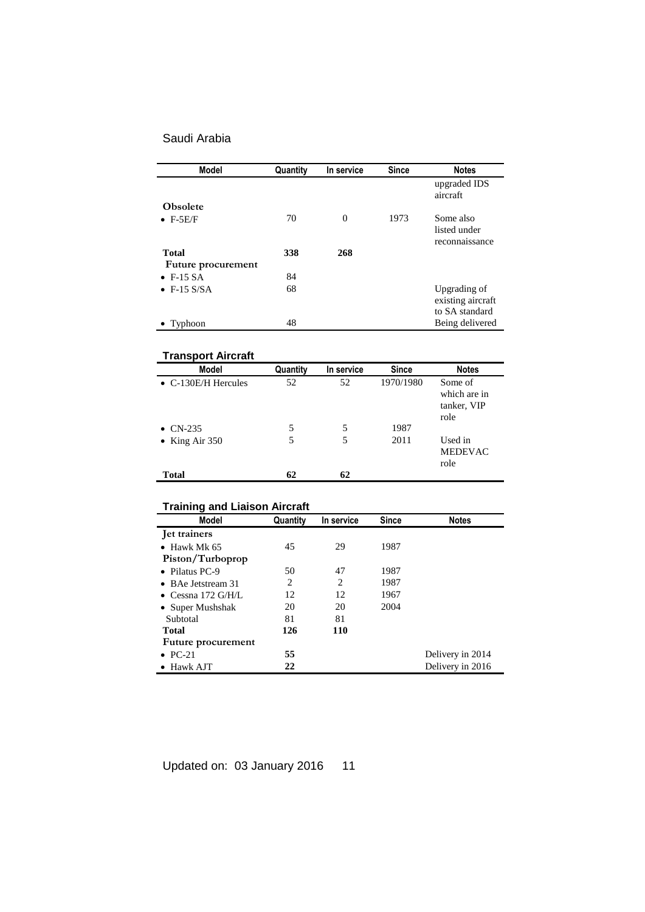Saudi Arabia

| Model | Quantity | In service | Since | Notes |
|---|---|---|---|---|
| | | | | upgraded IDS aircraft |
| **Obsolete** | | | | |
| • F-5E/F | 70 | 0 | 1973 | Some also listed under reconnaissance |
| **Total** | **338** | **268** | | |
| **Future procurement** | | | | |
| • F-15 SA | 84 | | | |
| • F-15 S/SA | 68 | | | Upgrading of existing aircraft to SA standard |
| • Typhoon | 48 | | | Being delivered |

## Transport Aircraft

| Model | Quantity | In service | Since | Notes |
|---|---|---|---|---|
| • C-130E/H Hercules | 52 | 52 | 1970/1980 | Some of which are in tanker, VIP role |
| • CN-235 | 5 | 5 | 1987 | |
| • King Air 350 | 5 | 5 | 2011 | Used in MEDEVAC role |
| **Total** | **62** | **62** | | |

## Training and Liaison Aircraft

| Model | Quantity | In service | Since | Notes |
|---|---|---|---|---|
| **Jet trainers** | | | | |
| • Hawk Mk 65 | 45 | 29 | 1987 | |
| **Piston/Turboprop** | | | | |
| • Pilatus PC-9 | 50 | 47 | 1987 | |
| • BAe Jetstream 31 | 2 | 2 | 1987 | |
| • Cessna 172 G/H/L | 12 | 12 | 1967 | |
| • Super Mushshak | 20 | 20 | 2004 | |
| Subtotal | 81 | 81 | | |
| **Total** | **126** | **110** | | |
| **Future procurement** | | | | |
| • PC-21 | **55** | | | Delivery in 2014 |
| • Hawk AJT | **22** | | | Delivery in 2016 |

Updated on: 03 January 2016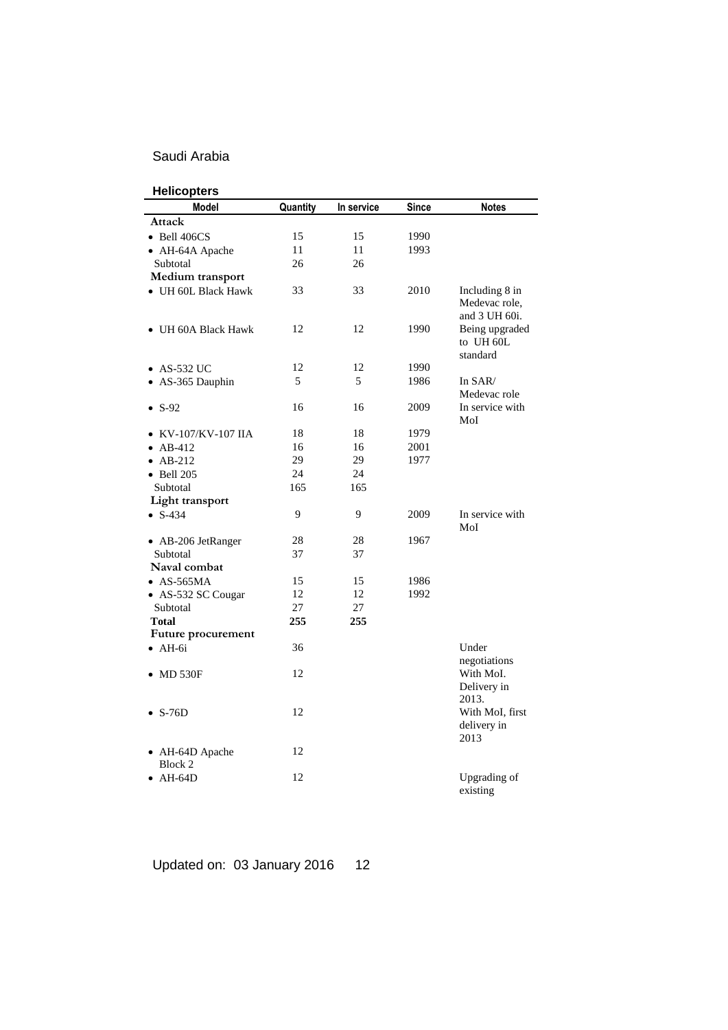Saudi Arabia

## Helicopters

| Model | Quantity | In service | Since | Notes |
|---|---|---|---|---|
| **Attack** | | | | |
| • Bell 406CS | 15 | 15 | 1990 | |
| • AH-64A Apache | 11 | 11 | 1993 | |
| Subtotal | 26 | 26 | | |
| **Medium transport** | | | | |
| • UH 60L Black Hawk | 33 | 33 | 2010 | Including 8 in Medevac role, and 3 UH 60i. |
| • UH 60A Black Hawk | 12 | 12 | 1990 | Being upgraded to UH 60L standard |
| • AS-532 UC | 12 | 12 | 1990 | |
| • AS-365 Dauphin | 5 | 5 | 1986 | In SAR/ Medevac role |
| • S-92 | 16 | 16 | 2009 | In service with MoI |
| • KV-107/KV-107 IIA | 18 | 18 | 1979 | |
| • AB-412 | 16 | 16 | 2001 | |
| • AB-212 | 29 | 29 | 1977 | |
| • Bell 205 | 24 | 24 | | |
| Subtotal | 165 | 165 | | |
| **Light transport** | | | | |
| • S-434 | 9 | 9 | 2009 | In service with MoI |
| • AB-206 JetRanger | 28 | 28 | 1967 | |
| Subtotal | 37 | 37 | | |
| **Naval combat** | | | | |
| • AS-565MA | 15 | 15 | 1986 | |
| • AS-532 SC Cougar | 12 | 12 | 1992 | |
| Subtotal | 27 | 27 | | |
| **Total** | **255** | **255** | | |
| **Future procurement** | | | | |
| • AH-6i | 36 | | | Under negotiations |
| • MD 530F | 12 | | | With MoI. Delivery in 2013. |
| • S-76D | 12 | | | With MoI, first delivery in 2013 |
| • AH-64D Apache Block 2 | 12 | | | |
| • AH-64D | 12 | | | Upgrading of existing |

Updated on: 03 January 2016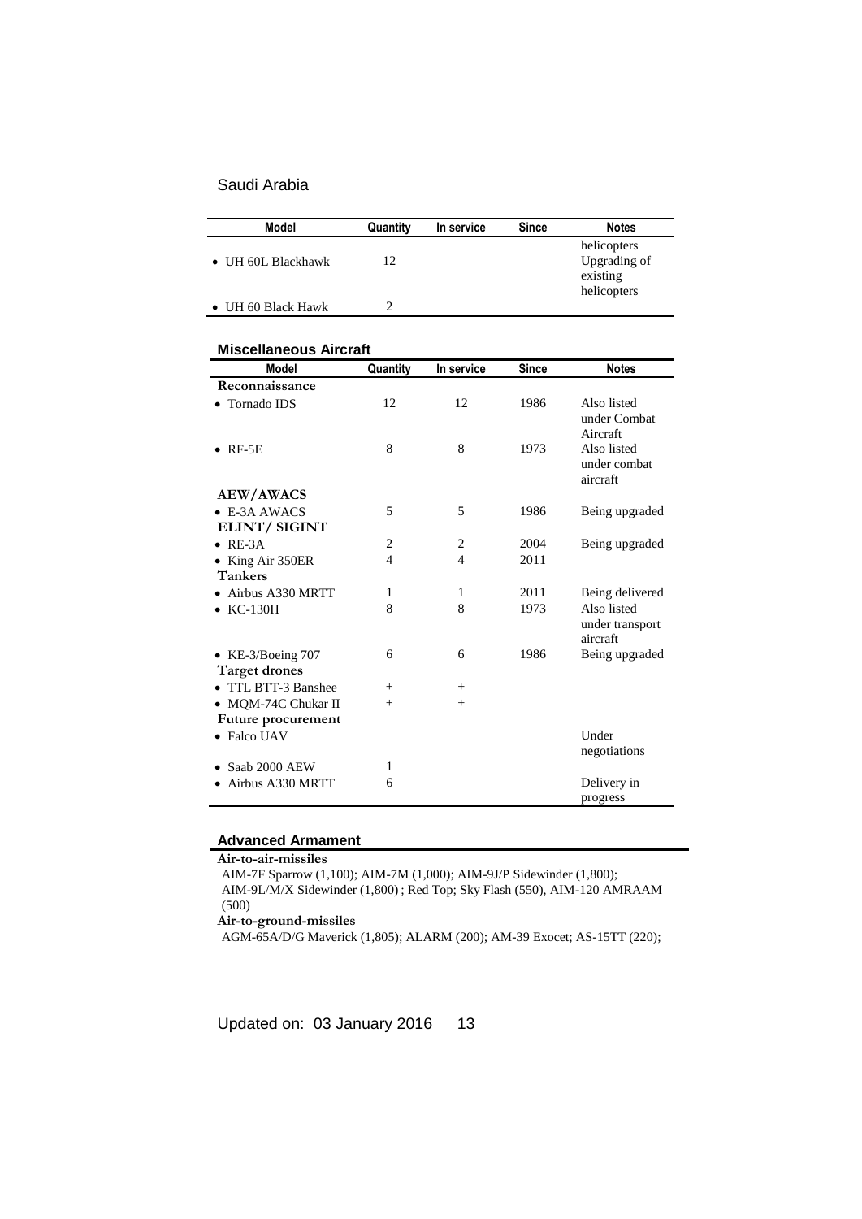Saudi Arabia

| Model | Quantity | In service | Since | Notes |
|---|---|---|---|---|
| • UH 60L Blackhawk | 12 | | | helicopters Upgrading of existing helicopters |
| • UH 60 Black Hawk | 2 | | | |

### Miscellaneous Aircraft

| Model | Quantity | In service | Since | Notes |
|---|---|---|---|---|
| **Reconnaissance** | | | | |
| • Tornado IDS | 12 | 12 | 1986 | Also listed under Combat Aircraft |
| • RF-5E | 8 | 8 | 1973 | Also listed under combat aircraft |
| **AEW/AWACS** | | | | |
| • E-3A AWACS | 5 | 5 | 1986 | Being upgraded |
| **ELINT/ SIGINT** | | | | |
| • RE-3A | 2 | 2 | 2004 | Being upgraded |
| • King Air 350ER | 4 | 4 | 2011 | |
| **Tankers** | | | | |
| • Airbus A330 MRTT | 1 | 1 | 2011 | Being delivered |
| • KC-130H | 8 | 8 | 1973 | Also listed under transport aircraft |
| • KE-3/Boeing 707 | 6 | 6 | 1986 | Being upgraded |
| **Target drones** | | | | |
| • TTL BTT-3 Banshee | + | + | | |
| • MQM-74C Chukar II | + | + | | |
| **Future procurement** | | | | |
| • Falco UAV | | | | Under negotiations |
| • Saab 2000 AEW | 1 | | | |
| • Airbus A330 MRTT | 6 | | | Delivery in progress |

### Advanced Armament

**Air-to-air-missiles**

AIM-7F Sparrow (1,100); AIM-7M (1,000); AIM-9J/P Sidewinder (1,800); AIM-9L/M/X Sidewinder (1,800) ; Red Top; Sky Flash (550), AIM-120 AMRAAM (500)

**Air-to-ground-missiles**

AGM-65A/D/G Maverick (1,805); ALARM (200); AM-39 Exocet; AS-15TT (220);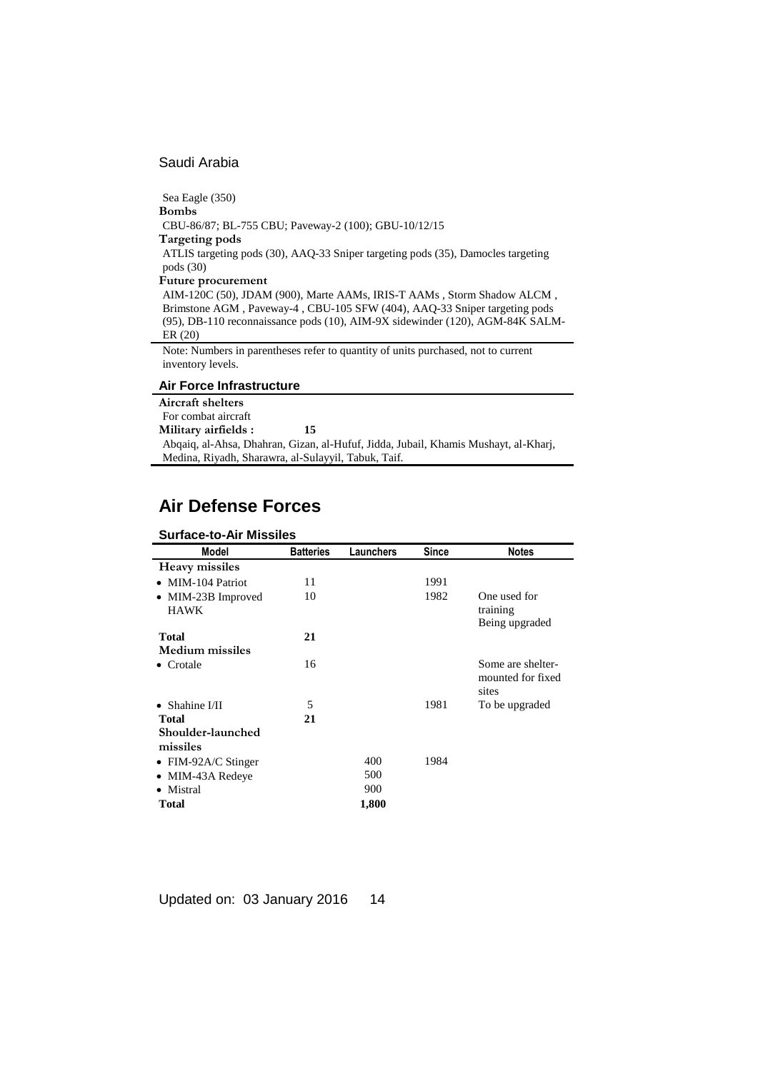Sea Eagle (350)

**Bombs**

CBU-86/87; BL-755 CBU; Paveway-2 (100); GBU-10/12/15

**Targeting pods**

ATLIS targeting pods (30), AAQ-33 Sniper targeting pods (35), Damocles targeting pods (30)

**Future procurement**

AIM-120C (50), JDAM (900), Marte AAMs, IRIS-T AAMs , Storm Shadow ALCM , Brimstone AGM , Paveway-4 , CBU-105 SFW (404), AAQ-33 Sniper targeting pods (95), DB-110 reconnaissance pods (10), AIM-9X sidewinder (120), AGM-84K SALM-ER (20)

Note: Numbers in parentheses refer to quantity of units purchased, not to current inventory levels.

### Air Force Infrastructure

**Aircraft shelters**

For combat aircraft

**Military airfields :** **15**

Abqaiq, al-Ahsa, Dhahran, Gizan, al-Hufuf, Jidda, Jubail, Khamis Mushayt, al-Kharj, Medina, Riyadh, Sharawra, al-Sulayyil, Tabuk, Taif.

## Air Defense Forces

### Surface-to-Air Missiles

| Model | Batteries | Launchers | Since | Notes |
|---|---|---|---|---|
| **Heavy missiles** | | | | |
| • MIM-104 Patriot | 11 | | 1991 | |
| • MIM-23B Improved HAWK | 10 | | 1982 | One used for training Being upgraded |
| **Total** | **21** | | | |
| **Medium missiles** | | | | |
| • Crotale | 16 | | | Some are shelter-mounted for fixed sites |
| • Shahine I/II | 5 | | 1981 | To be upgraded |
| **Total** | **21** | | | |
| **Shoulder-launched missiles** | | | | |
| • FIM-92A/C Stinger | | 400 | 1984 | |
| • MIM-43A Redeye | | 500 | | |
| • Mistral | | 900 | | |
| **Total** | | **1,800** | | |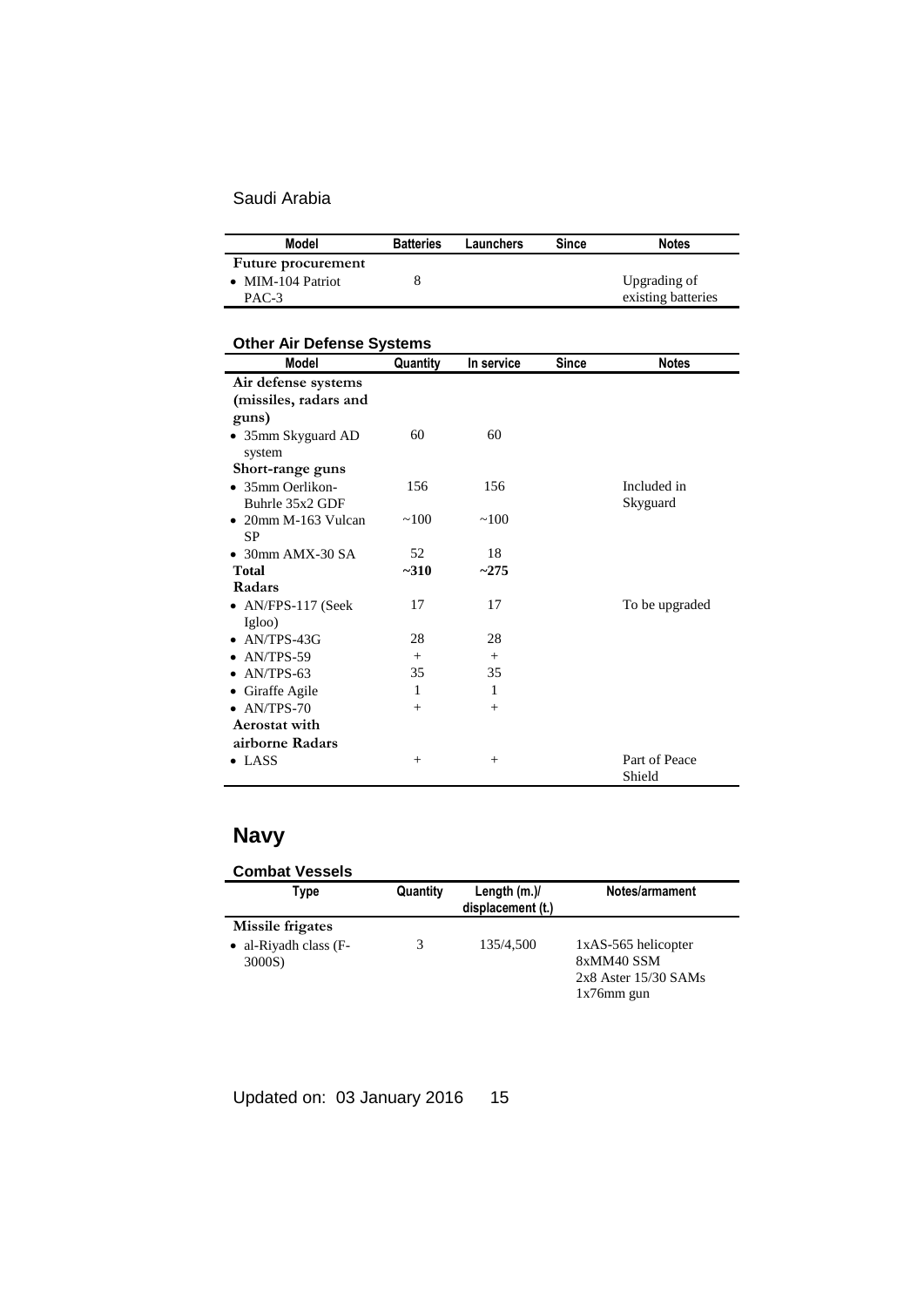Saudi Arabia

| Model | Batteries | Launchers | Since | Notes |
|---|---|---|---|---|
| **Future procurement** | | | | |
| • MIM-104 Patriot PAC-3 | 8 | | | Upgrading of existing batteries |

### Other Air Defense Systems

| Model | Quantity | In service | Since | Notes |
|---|---|---|---|---|
| **Air defense systems (missiles, radars and guns)** | | | | |
| • 35mm Skyguard AD system | 60 | 60 | | |
| **Short-range guns** | | | | |
| • 35mm Oerlikon-Buhrle 35x2 GDF | 156 | 156 | | Included in Skyguard |
| • 20mm M-163 Vulcan SP | ~100 | ~100 | | |
| • 30mm AMX-30 SA | 52 | 18 | | |
| **Total** | **~310** | **~275** | | |
| **Radars** | | | | |
| • AN/FPS-117 (Seek Igloo) | 17 | 17 | | To be upgraded |
| • AN/TPS-43G | 28 | 28 | | |
| • AN/TPS-59 | + | + | | |
| • AN/TPS-63 | 35 | 35 | | |
| • Giraffe Agile | 1 | 1 | | |
| • AN/TPS-70 | + | + | | |
| **Aerostat with airborne Radars** | | | | |
| • LASS | + | + | | Part of Peace Shield |

## Navy

### Combat Vessels

| Type | Quantity | Length (m.)/ displacement (t.) | Notes/armament |
|---|---|---|---|
| **Missile frigates** | | | |
| • al-Riyadh class (F-3000S) | 3 | 135/4,500 | 1xAS-565 helicopter<br>8xMM40 SSM<br>2x8 Aster 15/30 SAMs<br>1x76mm gun |

Updated on: 03 January 2016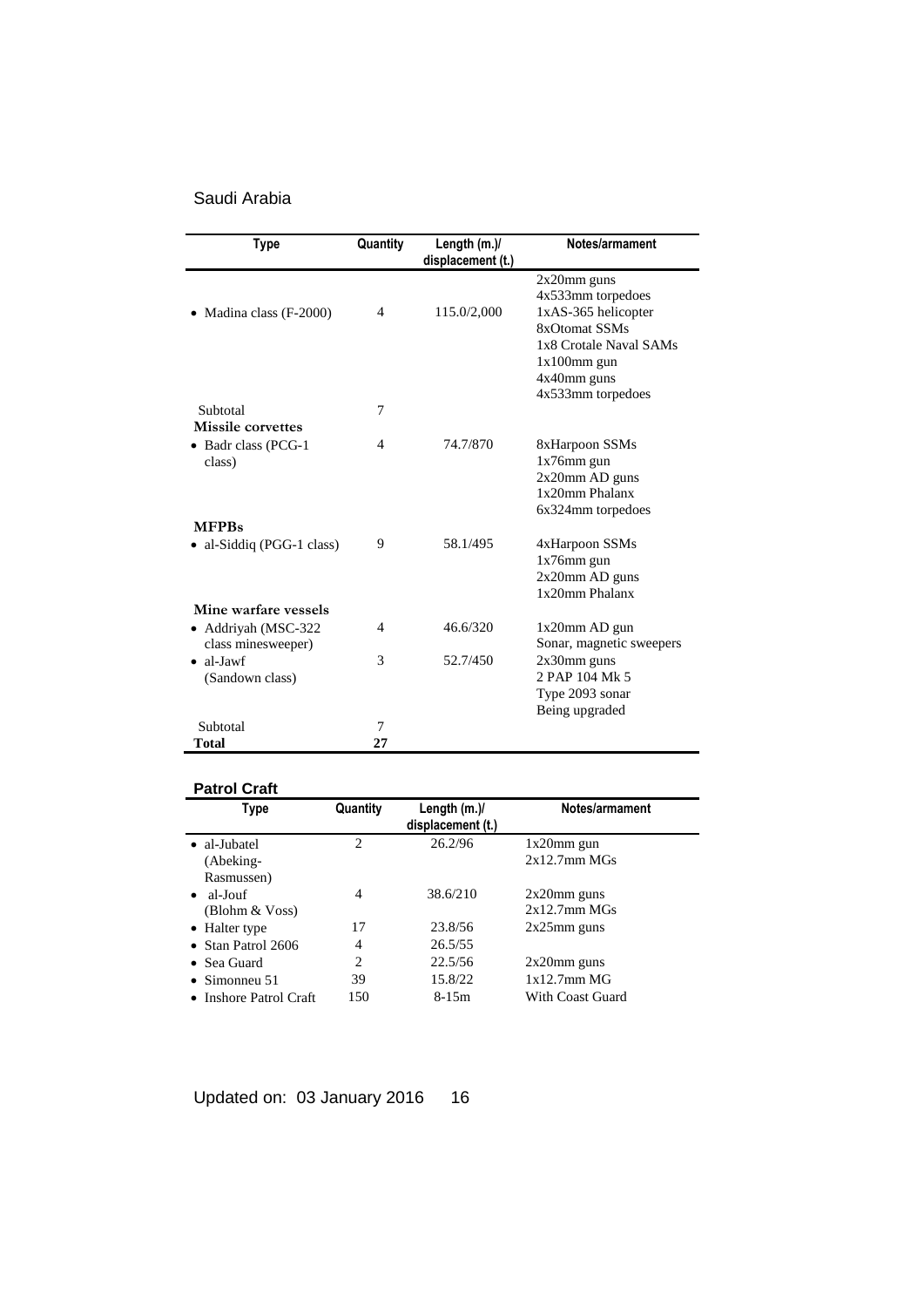Saudi Arabia

| Type | Quantity | Length (m.)/ displacement (t.) | Notes/armament |
|---|---|---|---|
| • Madina class (F-2000) | 4 | 115.0/2,000 | 2x20mm guns<br>4x533mm torpedoes<br>1xAS-365 helicopter<br>8xOtomat SSMs<br>1x8 Crotale Naval SAMs<br>1x100mm gun<br>4x40mm guns<br>4x533mm torpedoes |
| Subtotal | 7 | | |
| **Missile corvettes** | | | |
| • Badr class (PCG-1 class) | 4 | 74.7/870 | 8xHarpoon SSMs<br>1x76mm gun<br>2x20mm AD guns<br>1x20mm Phalanx<br>6x324mm torpedoes |
| **MFPBs** | | | |
| • al-Siddiq (PGG-1 class) | 9 | 58.1/495 | 4xHarpoon SSMs<br>1x76mm gun<br>2x20mm AD guns<br>1x20mm Phalanx |
| **Mine warfare vessels** | | | |
| • Addriyah (MSC-322 class minesweeper) | 4 | 46.6/320 | 1x20mm AD gun<br>Sonar, magnetic sweepers |
| • al-Jawf (Sandown class) | 3 | 52.7/450 | 2x30mm guns<br>2 PAP 104 Mk 5<br>Type 2093 sonar<br>Being upgraded |
| Subtotal | 7 | | |
| **Total** | **27** | | |

## Patrol Craft

| Type | Quantity | Length (m.)/ displacement (t.) | Notes/armament |
|---|---|---|---|
| • al-Jubatel (Abeking-Rasmussen) | 2 | 26.2/96 | 1x20mm gun<br>2x12.7mm MGs |
| • al-Jouf (Blohm & Voss) | 4 | 38.6/210 | 2x20mm guns<br>2x12.7mm MGs |
| • Halter type | 17 | 23.8/56 | 2x25mm guns |
| • Stan Patrol 2606 | 4 | 26.5/55 | |
| • Sea Guard | 2 | 22.5/56 | 2x20mm guns |
| • Simonneu 51 | 39 | 15.8/22 | 1x12.7mm MG |
| • Inshore Patrol Craft | 150 | 8-15m | With Coast Guard |

Updated on: 03 January 2016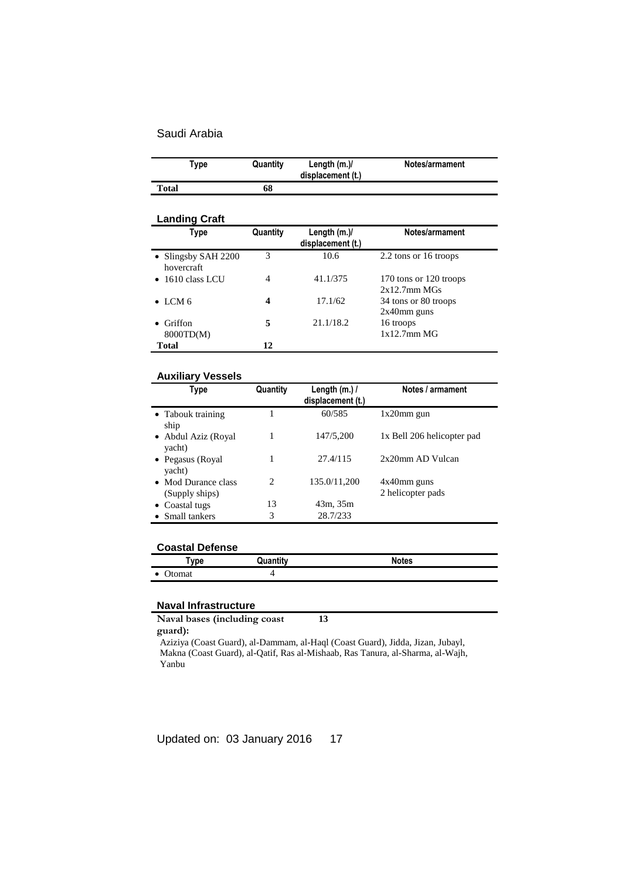Saudi Arabia

| Type | Quantity | Length (m.)/ displacement (t.) | Notes/armament |
|---|---|---|---|
| **Total** | **68** | | |

## Landing Craft

| Type | Quantity | Length (m.)/ displacement (t.) | Notes/armament |
|---|---|---|---|
| • Slingsby SAH 2200 hovercraft | 3 | 10.6 | 2.2 tons or 16 troops |
| • 1610 class LCU | 4 | 41.1/375 | 170 tons or 120 troops 2x12.7mm MGs |
| • LCM 6 | **4** | 17.1/62 | 34 tons or 80 troops 2x40mm guns |
| • Griffon 8000TD(M) | **5** | 21.1/18.2 | 16 troops 1x12.7mm MG |
| **Total** | **12** | | |

## Auxiliary Vessels

| Type | Quantity | Length (m.) / displacement (t.) | Notes / armament |
|---|---|---|---|
| • Tabouk training ship | 1 | 60/585 | 1x20mm gun |
| • Abdul Aziz (Royal yacht) | 1 | 147/5,200 | 1x Bell 206 helicopter pad |
| • Pegasus (Royal yacht) | 1 | 27.4/115 | 2x20mm AD Vulcan |
| • Mod Durance class (Supply ships) | 2 | 135.0/11,200 | 4x40mm guns 2 helicopter pads |
| • Coastal tugs | 13 | 43m, 35m | |
| • Small tankers | 3 | 28.7/233 | |

## Coastal Defense

| Type | Quantity | Notes |
|---|---|---|
| • Otomat | 4 | |

## Naval Infrastructure

**Naval bases (including coast guard):** **13**

Aziziya (Coast Guard), al-Dammam, al-Haql (Coast Guard), Jidda, Jizan, Jubayl, Makna (Coast Guard), al-Qatif, Ras al-Mishaab, Ras Tanura, al-Sharma, al-Wajh, Yanbu

Updated on: 03 January 2016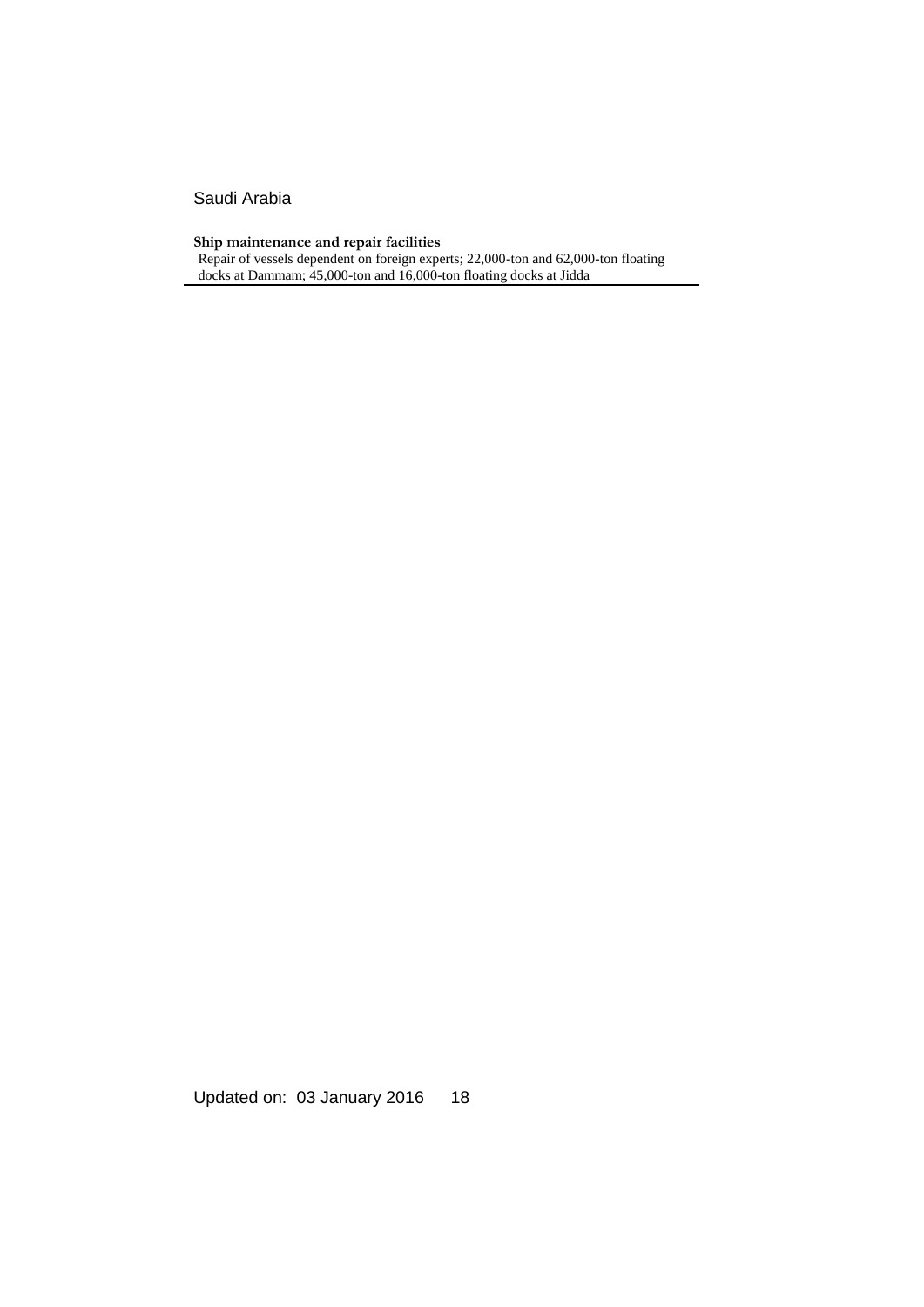**Ship maintenance and repair facilities**

Repair of vessels dependent on foreign experts; 22,000-ton and 62,000-ton floating docks at Dammam; 45,000-ton and 16,000-ton floating docks at Jidda

Updated on: 03 January 2016